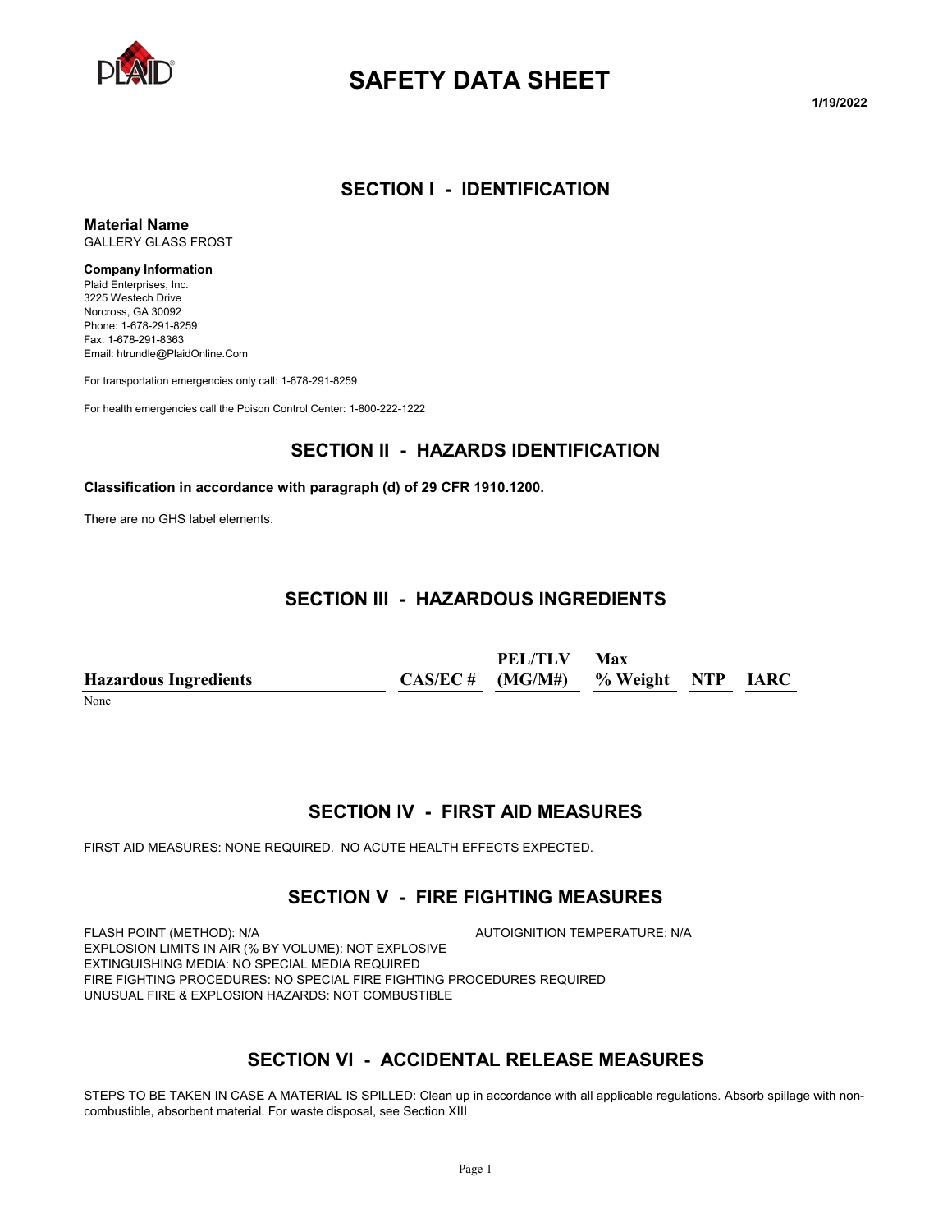# SAFETY DATA SHEET

1/19/2022

## SECTION I - IDENTIFICATION

**Material Name**
GALLERY GLASS FROST

**Company Information**
Plaid Enterprises, Inc.
3225 Westech Drive
Norcross, GA 30092
Phone: 1-678-291-8259
Fax: 1-678-291-8363
Email: htrundle@PlaidOnline.Com

For transportation emergencies only call: 1-678-291-8259

For health emergencies call the Poison Control Center: 1-800-222-1222

## SECTION II - HAZARDS IDENTIFICATION

**Classification in accordance with paragraph (d) of 29 CFR 1910.1200.**

There are no GHS label elements.

## SECTION III - HAZARDOUS INGREDIENTS

| Hazardous Ingredients | CAS/EC # | PEL/TLV (MG/M#) | Max % Weight | NTP | IARC |
|---|---|---|---|---|---|
| None | | | | | |

## SECTION IV - FIRST AID MEASURES

FIRST AID MEASURES: NONE REQUIRED. NO ACUTE HEALTH EFFECTS EXPECTED.

## SECTION V - FIRE FIGHTING MEASURES

FLASH POINT (METHOD): N/A
AUTOIGNITION TEMPERATURE: N/A
EXPLOSION LIMITS IN AIR (% BY VOLUME): NOT EXPLOSIVE
EXTINGUISHING MEDIA: NO SPECIAL MEDIA REQUIRED
FIRE FIGHTING PROCEDURES: NO SPECIAL FIRE FIGHTING PROCEDURES REQUIRED
UNUSUAL FIRE & EXPLOSION HAZARDS: NOT COMBUSTIBLE

## SECTION VI - ACCIDENTAL RELEASE MEASURES

STEPS TO BE TAKEN IN CASE A MATERIAL IS SPILLED: Clean up in accordance with all applicable regulations. Absorb spillage with non-combustible, absorbent material. For waste disposal, see Section XIII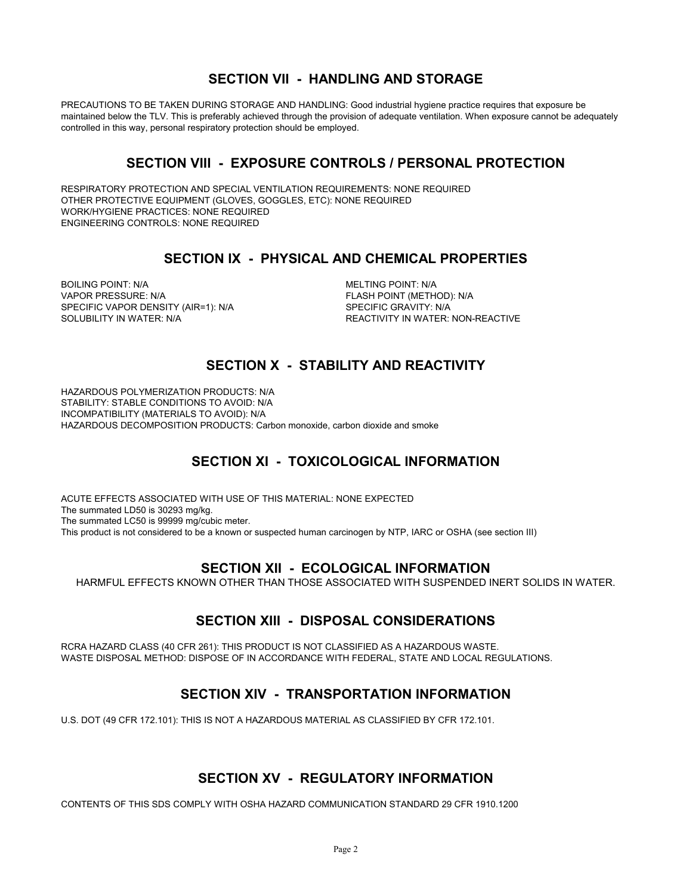## SECTION VII - HANDLING AND STORAGE

PRECAUTIONS TO BE TAKEN DURING STORAGE AND HANDLING: Good industrial hygiene practice requires that exposure be maintained below the TLV. This is preferably achieved through the provision of adequate ventilation. When exposure cannot be adequately controlled in this way, personal respiratory protection should be employed.

## SECTION VIII - EXPOSURE CONTROLS / PERSONAL PROTECTION

RESPIRATORY PROTECTION AND SPECIAL VENTILATION REQUIREMENTS: NONE REQUIRED
OTHER PROTECTIVE EQUIPMENT (GLOVES, GOGGLES, ETC): NONE REQUIRED
WORK/HYGIENE PRACTICES: NONE REQUIRED
ENGINEERING CONTROLS: NONE REQUIRED

## SECTION IX - PHYSICAL AND CHEMICAL PROPERTIES

BOILING POINT: N/A
VAPOR PRESSURE: N/A
SPECIFIC VAPOR DENSITY (AIR=1): N/A
SOLUBILITY IN WATER: N/A
MELTING POINT: N/A
FLASH POINT (METHOD): N/A
SPECIFIC GRAVITY: N/A
REACTIVITY IN WATER: NON-REACTIVE

## SECTION X - STABILITY AND REACTIVITY

HAZARDOUS POLYMERIZATION PRODUCTS: N/A
STABILITY: STABLE CONDITIONS TO AVOID: N/A
INCOMPATIBILITY (MATERIALS TO AVOID): N/A
HAZARDOUS DECOMPOSITION PRODUCTS: Carbon monoxide, carbon dioxide and smoke

## SECTION XI - TOXICOLOGICAL INFORMATION

ACUTE EFFECTS ASSOCIATED WITH USE OF THIS MATERIAL: NONE EXPECTED
The summated LD50 is 30293 mg/kg.
The summated LC50 is 99999 mg/cubic meter.
This product is not considered to be a known or suspected human carcinogen by NTP, IARC or OSHA (see section III)

## SECTION XII - ECOLOGICAL INFORMATION

HARMFUL EFFECTS KNOWN OTHER THAN THOSE ASSOCIATED WITH SUSPENDED INERT SOLIDS IN WATER.

## SECTION XIII - DISPOSAL CONSIDERATIONS

RCRA HAZARD CLASS (40 CFR 261): THIS PRODUCT IS NOT CLASSIFIED AS A HAZARDOUS WASTE.
WASTE DISPOSAL METHOD: DISPOSE OF IN ACCORDANCE WITH FEDERAL, STATE AND LOCAL REGULATIONS.

## SECTION XIV - TRANSPORTATION INFORMATION

U.S. DOT (49 CFR 172.101): THIS IS NOT A HAZARDOUS MATERIAL AS CLASSIFIED BY CFR 172.101.

## SECTION XV - REGULATORY INFORMATION

CONTENTS OF THIS SDS COMPLY WITH OSHA HAZARD COMMUNICATION STANDARD 29 CFR 1910.1200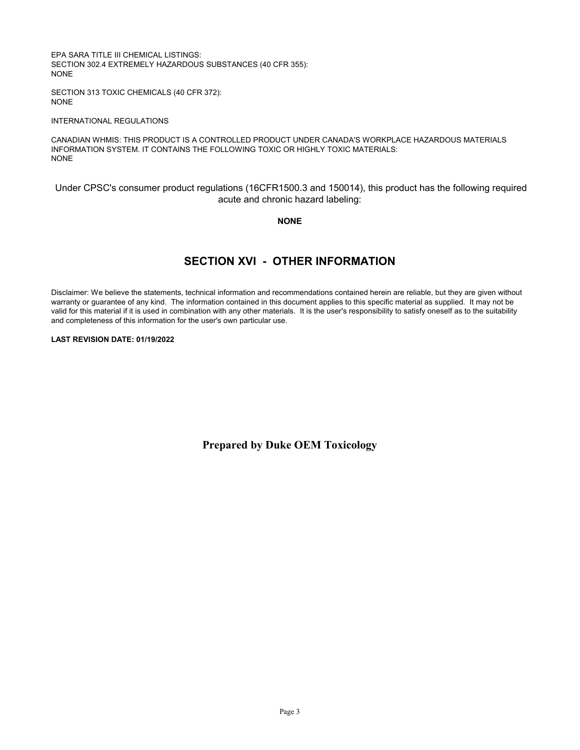EPA SARA TITLE III CHEMICAL LISTINGS:
SECTION 302.4 EXTREMELY HAZARDOUS SUBSTANCES (40 CFR 355):
NONE

SECTION 313 TOXIC CHEMICALS (40 CFR 372):
NONE

INTERNATIONAL REGULATIONS

CANADIAN WHMIS: THIS PRODUCT IS A CONTROLLED PRODUCT UNDER CANADA'S WORKPLACE HAZARDOUS MATERIALS INFORMATION SYSTEM. IT CONTAINS THE FOLLOWING TOXIC OR HIGHLY TOXIC MATERIALS:
NONE

Under CPSC's consumer product regulations (16CFR1500.3 and 150014), this product has the following required acute and chronic hazard labeling:

**NONE**

## SECTION XVI - OTHER INFORMATION

Disclaimer: We believe the statements, technical information and recommendations contained herein are reliable, but they are given without warranty or guarantee of any kind. The information contained in this document applies to this specific material as supplied. It may not be valid for this material if it is used in combination with any other materials. It is the user's responsibility to satisfy oneself as to the suitability and completeness of this information for the user's own particular use.

**LAST REVISION DATE: 01/19/2022**

**Prepared by Duke OEM Toxicology**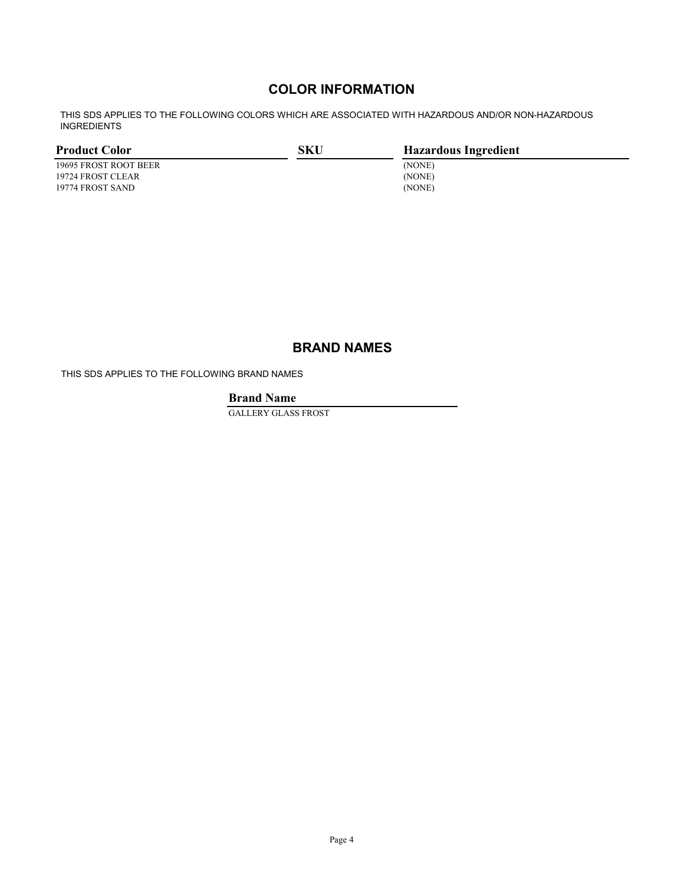## COLOR INFORMATION

THIS SDS APPLIES TO THE FOLLOWING COLORS WHICH ARE ASSOCIATED WITH HAZARDOUS AND/OR NON-HAZARDOUS INGREDIENTS

| Product Color | SKU | Hazardous Ingredient |
| --- | --- | --- |
| 19695 FROST ROOT BEER | | (NONE) |
| 19724 FROST CLEAR | | (NONE) |
| 19774 FROST SAND | | (NONE) |

## BRAND NAMES

THIS SDS APPLIES TO THE FOLLOWING BRAND NAMES

| Brand Name |
| --- |
| GALLERY GLASS FROST |